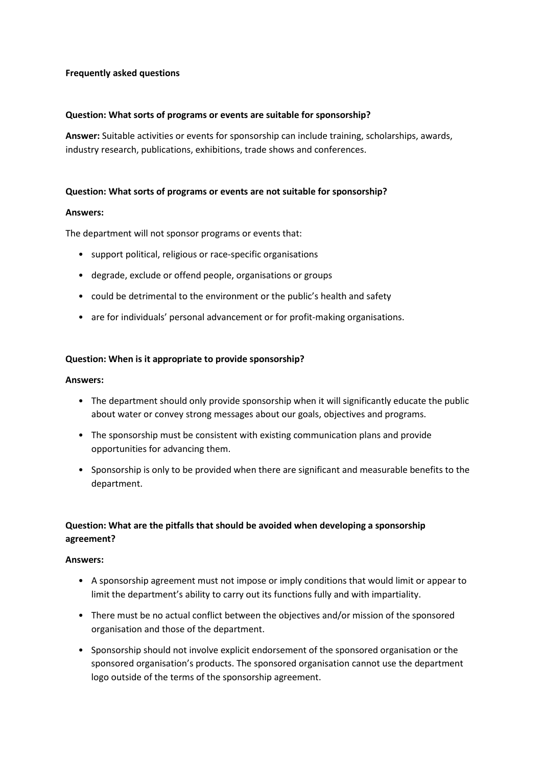**Frequently asked questions**

**Question: What sorts of programs or events are suitable for sponsorship?**

**Answer:** Suitable activities or events for sponsorship can include training, scholarships, awards, industry research, publications, exhibitions, trade shows and conferences.

**Question: What sorts of programs or events are not suitable for sponsorship?**

**Answers:**

The department will not sponsor programs or events that:

- support political, religious or race-specific organisations
- degrade, exclude or offend people, organisations or groups
- could be detrimental to the environment or the public's health and safety
- are for individuals' personal advancement or for profit-making organisations.

**Question: When is it appropriate to provide sponsorship?**

**Answers:**

- The department should only provide sponsorship when it will significantly educate the public about water or convey strong messages about our goals, objectives and programs.
- The sponsorship must be consistent with existing communication plans and provide opportunities for advancing them.
- Sponsorship is only to be provided when there are significant and measurable benefits to the department.

**Question: What are the pitfalls that should be avoided when developing a sponsorship agreement?**

**Answers:**

- A sponsorship agreement must not impose or imply conditions that would limit or appear to limit the department's ability to carry out its functions fully and with impartiality.
- There must be no actual conflict between the objectives and/or mission of the sponsored organisation and those of the department.
- Sponsorship should not involve explicit endorsement of the sponsored organisation or the sponsored organisation's products. The sponsored organisation cannot use the department logo outside of the terms of the sponsorship agreement.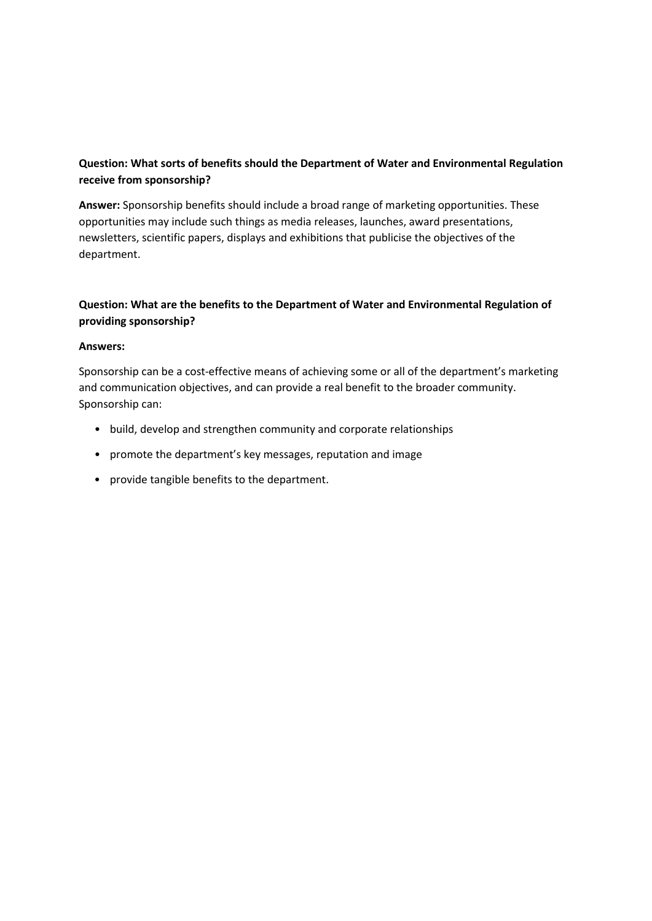**Question: What sorts of benefits should the Department of Water and Environmental Regulation receive from sponsorship?**

**Answer:** Sponsorship benefits should include a broad range of marketing opportunities. These opportunities may include such things as media releases, launches, award presentations, newsletters, scientific papers, displays and exhibitions that publicise the objectives of the department.

**Question: What are the benefits to the Department of Water and Environmental Regulation of providing sponsorship?**

**Answers:**

Sponsorship can be a cost-effective means of achieving some or all of the department's marketing and communication objectives, and can provide a real benefit to the broader community. Sponsorship can:

- build, develop and strengthen community and corporate relationships
- promote the department's key messages, reputation and image
- provide tangible benefits to the department.